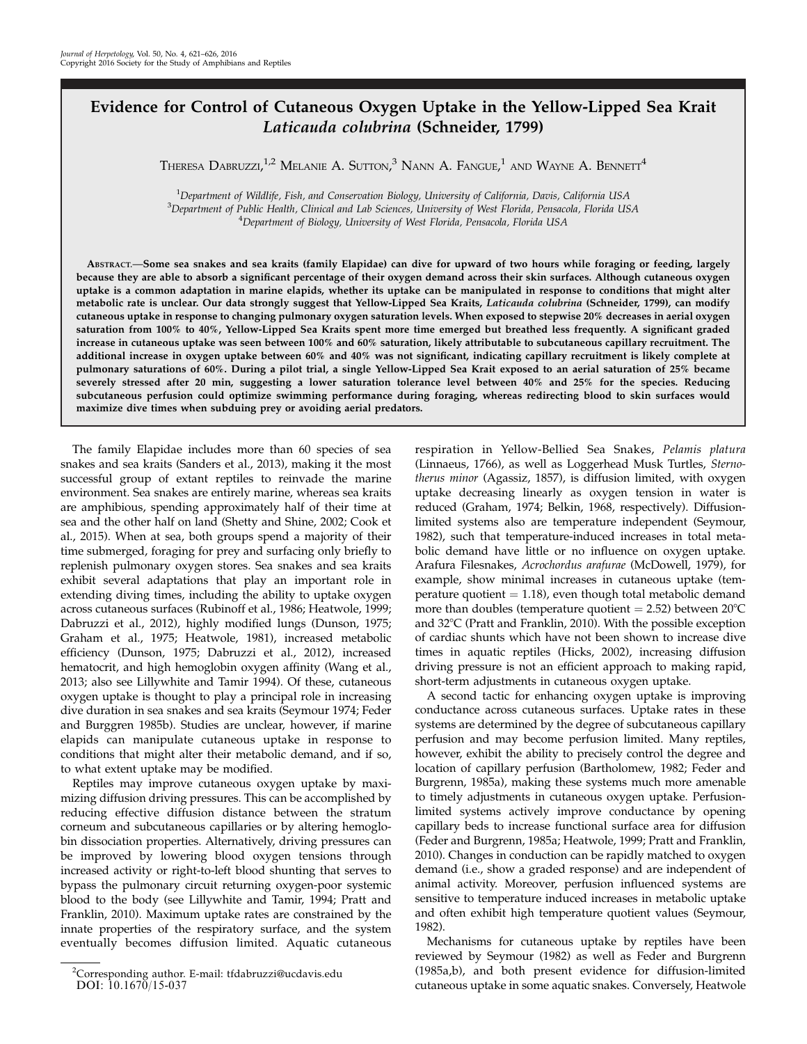# Evidence for Control of Cutaneous Oxygen Uptake in the Yellow-Lipped Sea Krait *Laticauda colubrina* (Schneider, 1799)

Theresa Dabruzzi,[1,2] Melanie A. Sutton,[3] Nann A. Fangue,[1] and Wayne A. Bennett[4]

[1]Department of Wildlife, Fish, and Conservation Biology, University of California, Davis, California USA
[3]Department of Public Health, Clinical and Lab Sciences, University of West Florida, Pensacola, Florida USA
[4]Department of Biology, University of West Florida, Pensacola, Florida USA

**Abstract.—Some sea snakes and sea kraits (family Elapidae) can dive for upward of two hours while foraging or feeding, largely because they are able to absorb a significant percentage of their oxygen demand across their skin surfaces. Although cutaneous oxygen uptake is a common adaptation in marine elapids, whether its uptake can be manipulated in response to conditions that might alter metabolic rate is unclear. Our data strongly suggest that Yellow-Lipped Sea Kraits, *Laticauda colubrina* (Schneider, 1799), can modify cutaneous uptake in response to changing pulmonary oxygen saturation levels. When exposed to stepwise 20% decreases in aerial oxygen saturation from 100% to 40%, Yellow-Lipped Sea Kraits spent more time emerged but breathed less frequently. A significant graded increase in cutaneous uptake was seen between 100% and 60% saturation, likely attributable to subcutaneous capillary recruitment. The additional increase in oxygen uptake between 60% and 40% was not significant, indicating capillary recruitment is likely complete at pulmonary saturations of 60%. During a pilot trial, a single Yellow-Lipped Sea Krait exposed to an aerial saturation of 25% became severely stressed after 20 min, suggesting a lower saturation tolerance level between 40% and 25% for the species. Reducing subcutaneous perfusion could optimize swimming performance during foraging, whereas redirecting blood to skin surfaces would maximize dive times when subduing prey or avoiding aerial predators.**

The family Elapidae includes more than 60 species of sea snakes and sea kraits (Sanders et al., 2013), making it the most successful group of extant reptiles to reinvade the marine environment. Sea snakes are entirely marine, whereas sea kraits are amphibious, spending approximately half of their time at sea and the other half on land (Shetty and Shine, 2002; Cook et al., 2015). When at sea, both groups spend a majority of their time submerged, foraging for prey and surfacing only briefly to replenish pulmonary oxygen stores. Sea snakes and sea kraits exhibit several adaptations that play an important role in extending diving times, including the ability to uptake oxygen across cutaneous surfaces (Rubinoff et al., 1986; Heatwole, 1999; Dabruzzi et al., 2012), highly modified lungs (Dunson, 1975; Graham et al., 1975; Heatwole, 1981), increased metabolic efficiency (Dunson, 1975; Dabruzzi et al., 2012), increased hematocrit, and high hemoglobin oxygen affinity (Wang et al., 2013; also see Lillywhite and Tamir 1994). Of these, cutaneous oxygen uptake is thought to play a principal role in increasing dive duration in sea snakes and sea kraits (Seymour 1974; Feder and Burggren 1985b). Studies are unclear, however, if marine elapids can manipulate cutaneous uptake in response to conditions that might alter their metabolic demand, and if so, to what extent uptake may be modified.

Reptiles may improve cutaneous oxygen uptake by maximizing diffusion driving pressures. This can be accomplished by reducing effective diffusion distance between the stratum corneum and subcutaneous capillaries or by altering hemoglobin dissociation properties. Alternatively, driving pressures can be improved by lowering blood oxygen tensions through increased activity or right-to-left blood shunting that serves to bypass the pulmonary circuit returning oxygen-poor systemic blood to the body (see Lillywhite and Tamir, 1994; Pratt and Franklin, 2010). Maximum uptake rates are constrained by the innate properties of the respiratory surface, and the system eventually becomes diffusion limited. Aquatic cutaneous respiration in Yellow-Bellied Sea Snakes, *Pelamis platura* (Linnaeus, 1766), as well as Loggerhead Musk Turtles, *Sternotherus minor* (Agassiz, 1857), is diffusion limited, with oxygen uptake decreasing linearly as oxygen tension in water is reduced (Graham, 1974; Belkin, 1968, respectively). Diffusion-limited systems also are temperature independent (Seymour, 1982), such that temperature-induced increases in total metabolic demand have little or no influence on oxygen uptake. Arafura Filesnakes, *Acrochordus arafurae* (McDowell, 1979), for example, show minimal increases in cutaneous uptake (temperature quotient = 1.18), even though total metabolic demand more than doubles (temperature quotient = 2.52) between 20°C and 32°C (Pratt and Franklin, 2010). With the possible exception of cardiac shunts which have not been shown to increase dive times in aquatic reptiles (Hicks, 2002), increasing diffusion driving pressure is not an efficient approach to making rapid, short-term adjustments in cutaneous oxygen uptake.

A second tactic for enhancing oxygen uptake is improving conductance across cutaneous surfaces. Uptake rates in these systems are determined by the degree of subcutaneous capillary perfusion and may become perfusion limited. Many reptiles, however, exhibit the ability to precisely control the degree and location of capillary perfusion (Bartholomew, 1982; Feder and Burgrenn, 1985a), making these systems much more amenable to timely adjustments in cutaneous oxygen uptake. Perfusion-limited systems actively improve conductance by opening capillary beds to increase functional surface area for diffusion (Feder and Burgrenn, 1985a; Heatwole, 1999; Pratt and Franklin, 2010). Changes in conduction can be rapidly matched to oxygen demand (i.e., show a graded response) and are independent of animal activity. Moreover, perfusion influenced systems are sensitive to temperature induced increases in metabolic uptake and often exhibit high temperature quotient values (Seymour, 1982).

Mechanisms for cutaneous uptake by reptiles have been reviewed by Seymour (1982) as well as Feder and Burgrenn (1985a,b), and both present evidence for diffusion-limited cutaneous uptake in some aquatic snakes. Conversely, Heatwole

[2]Corresponding author. E-mail: tfdabruzzi@ucdavis.edu
DOI: 10.1670/15-037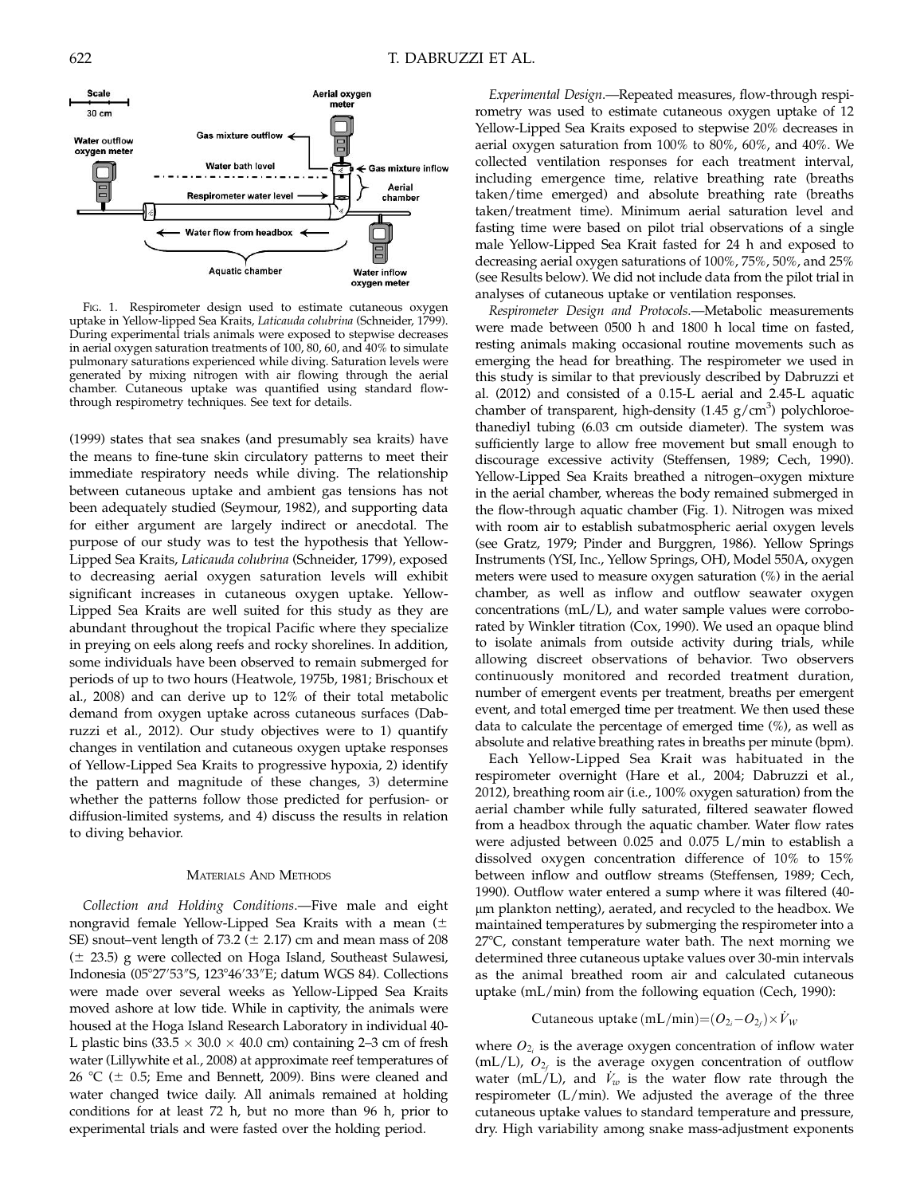Fig. 1. Respirometer design used to estimate cutaneous oxygen uptake in Yellow-lipped Sea Kraits, *Laticauda colubrina* (Schneider, 1799). During experimental trials animals were exposed to stepwise decreases in aerial oxygen saturation treatments of 100, 80, 60, and 40% to simulate pulmonary saturations experienced while diving. Saturation levels were generated by mixing nitrogen with air flowing through the aerial chamber. Cutaneous uptake was quantified using standard flow-through respirometry techniques. See text for details.

(1999) states that sea snakes (and presumably sea kraits) have the means to fine-tune skin circulatory patterns to meet their immediate respiratory needs while diving. The relationship between cutaneous uptake and ambient gas tensions has not been adequately studied (Seymour, 1982), and supporting data for either argument are largely indirect or anecdotal. The purpose of our study was to test the hypothesis that Yellow-Lipped Sea Kraits, *Laticauda colubrina* (Schneider, 1799), exposed to decreasing aerial oxygen saturation levels will exhibit significant increases in cutaneous oxygen uptake. Yellow-Lipped Sea Kraits are well suited for this study as they are abundant throughout the tropical Pacific where they specialize in preying on eels along reefs and rocky shorelines. In addition, some individuals have been observed to remain submerged for periods of up to two hours (Heatwole, 1975b, 1981; Brischoux et al., 2008) and can derive up to 12% of their total metabolic demand from oxygen uptake across cutaneous surfaces (Dabruzzi et al., 2012). Our study objectives were to 1) quantify changes in ventilation and cutaneous oxygen uptake responses of Yellow-Lipped Sea Kraits to progressive hypoxia, 2) identify the pattern and magnitude of these changes, 3) determine whether the patterns follow those predicted for perfusion- or diffusion-limited systems, and 4) discuss the results in relation to diving behavior.

## Materials And Methods

*Collection and Holding Conditions.*—Five male and eight nongravid female Yellow-Lipped Sea Kraits with a mean (± SE) snout–vent length of 73.2 (± 2.17) cm and mean mass of 208 (± 23.5) g were collected on Hoga Island, Southeast Sulawesi, Indonesia (05°27′53″S, 123°46′33″E; datum WGS 84). Collections were made over several weeks as Yellow-Lipped Sea Kraits moved ashore at low tide. While in captivity, the animals were housed at the Hoga Island Research Laboratory in individual 40-L plastic bins (33.5 × 30.0 × 40.0 cm) containing 2–3 cm of fresh water (Lillywhite et al., 2008) at approximate reef temperatures of 26 °C (± 0.5; Eme and Bennett, 2009). Bins were cleaned and water changed twice daily. All animals remained at holding conditions for at least 72 h, but no more than 96 h, prior to experimental trials and were fasted over the holding period.

*Experimental Design.*—Repeated measures, flow-through respirometry was used to estimate cutaneous oxygen uptake of 12 Yellow-Lipped Sea Kraits exposed to stepwise 20% decreases in aerial oxygen saturation from 100% to 80%, 60%, and 40%. We collected ventilation responses for each treatment interval, including emergence time, relative breathing rate (breaths taken/time emerged) and absolute breathing rate (breaths taken/treatment time). Minimum aerial saturation level and fasting time were based on pilot trial observations of a single male Yellow-Lipped Sea Krait fasted for 24 h and exposed to decreasing aerial oxygen saturations of 100%, 75%, 50%, and 25% (see Results below). We did not include data from the pilot trial in analyses of cutaneous uptake or ventilation responses.

*Respirometer Design and Protocols.*—Metabolic measurements were made between 0500 h and 1800 h local time on fasted, resting animals making occasional routine movements such as emerging the head for breathing. The respirometer we used in this study is similar to that previously described by Dabruzzi et al. (2012) and consisted of a 0.15-L aerial and 2.45-L aquatic chamber of transparent, high-density (1.45 g/cm$^3$) polychloroethanediyl tubing (6.03 cm outside diameter). The system was sufficiently large to allow free movement but small enough to discourage excessive activity (Steffensen, 1989; Cech, 1990). Yellow-Lipped Sea Kraits breathed a nitrogen–oxygen mixture in the aerial chamber, whereas the body remained submerged in the flow-through aquatic chamber (Fig. 1). Nitrogen was mixed with room air to establish subatmospheric aerial oxygen levels (see Gratz, 1979; Pinder and Burggren, 1986). Yellow Springs Instruments (YSI, Inc., Yellow Springs, OH), Model 550A, oxygen meters were used to measure oxygen saturation (%) in the aerial chamber, as well as inflow and outflow seawater oxygen concentrations (mL/L), and water sample values were corroborated by Winkler titration (Cox, 1990). We used an opaque blind to isolate animals from outside activity during trials, while allowing discreet observations of behavior. Two observers continuously monitored and recorded treatment duration, number of emergent events per treatment, breaths per emergent event, and total emerged time per treatment. We then used these data to calculate the percentage of emerged time (%), as well as absolute and relative breathing rates in breaths per minute (bpm).

Each Yellow-Lipped Sea Krait was habituated in the respirometer overnight (Hare et al., 2004; Dabruzzi et al., 2012), breathing room air (i.e., 100% oxygen saturation) from the aerial chamber while fully saturated, filtered seawater flowed from a headbox through the aquatic chamber. Water flow rates were adjusted between 0.025 and 0.075 L/min to establish a dissolved oxygen concentration difference of 10% to 15% between inflow and outflow streams (Steffensen, 1989; Cech, 1990). Outflow water entered a sump where it was filtered (40-μm plankton netting), aerated, and recycled to the headbox. We maintained temperatures by submerging the respirometer into a 27°C, constant temperature water bath. The next morning we determined three cutaneous uptake values over 30-min intervals as the animal breathed room air and calculated cutaneous uptake (mL/min) from the following equation (Cech, 1990):

$$\text{Cutaneous uptake (mL/min)} = (O_{2_i} - O_{2_f}) \times \dot{V}_W$$

where $O_{2_i}$ is the average oxygen concentration of inflow water (mL/L), $O_{2_f}$ is the average oxygen concentration of outflow water (mL/L), and $\dot{V}_w$ is the water flow rate through the respirometer (L/min). We adjusted the average of the three cutaneous uptake values to standard temperature and pressure, dry. High variability among snake mass-adjustment exponents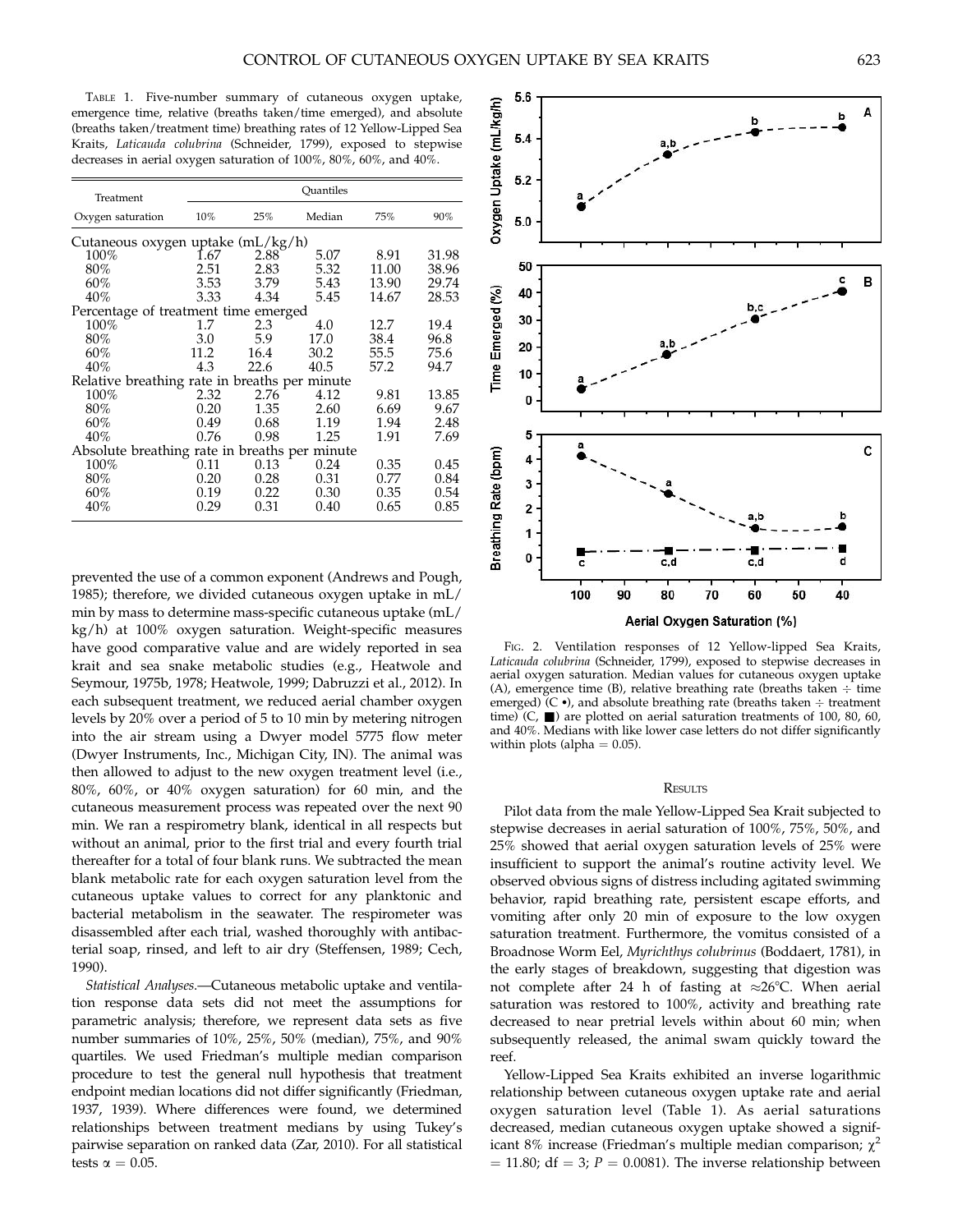TABLE 1. Five-number summary of cutaneous oxygen uptake, emergence time, relative (breaths taken/time emerged), and absolute (breaths taken/treatment time) breathing rates of 12 Yellow-Lipped Sea Kraits, *Laticauda colubrina* (Schneider, 1799), exposed to stepwise decreases in aerial oxygen saturation of 100%, 80%, 60%, and 40%.

| Treatment | Quantiles | | | | |
|---|---|---|---|---|---|
| Oxygen saturation | 10% | 25% | Median | 75% | 90% |
| Cutaneous oxygen uptake (mL/kg/h) | | | | | |
| 100% | 1.67 | 2.88 | 5.07 | 8.91 | 31.98 |
| 80% | 2.51 | 2.83 | 5.32 | 11.00 | 38.96 |
| 60% | 3.53 | 3.79 | 5.43 | 13.90 | 29.74 |
| 40% | 3.33 | 4.34 | 5.45 | 14.67 | 28.53 |
| Percentage of treatment time emerged | | | | | |
| 100% | 1.7 | 2.3 | 4.0 | 12.7 | 19.4 |
| 80% | 3.0 | 5.9 | 17.0 | 38.4 | 96.8 |
| 60% | 11.2 | 16.4 | 30.2 | 55.5 | 75.6 |
| 40% | 4.3 | 22.6 | 40.5 | 57.2 | 94.7 |
| Relative breathing rate in breaths per minute | | | | | |
| 100% | 2.32 | 2.76 | 4.12 | 9.81 | 13.85 |
| 80% | 0.20 | 1.35 | 2.60 | 6.69 | 9.67 |
| 60% | 0.49 | 0.68 | 1.19 | 1.94 | 2.48 |
| 40% | 0.76 | 0.98 | 1.25 | 1.91 | 7.69 |
| Absolute breathing rate in breaths per minute | | | | | |
| 100% | 0.11 | 0.13 | 0.24 | 0.35 | 0.45 |
| 80% | 0.20 | 0.28 | 0.31 | 0.77 | 0.84 |
| 60% | 0.19 | 0.22 | 0.30 | 0.35 | 0.54 |
| 40% | 0.29 | 0.31 | 0.40 | 0.65 | 0.85 |

prevented the use of a common exponent (Andrews and Pough, 1985); therefore, we divided cutaneous oxygen uptake in mL/min by mass to determine mass-specific cutaneous uptake (mL/kg/h) at 100% oxygen saturation. Weight-specific measures have good comparative value and are widely reported in sea krait and sea snake metabolic studies (e.g., Heatwole and Seymour, 1975b, 1978; Heatwole, 1999; Dabruzzi et al., 2012). In each subsequent treatment, we reduced aerial chamber oxygen levels by 20% over a period of 5 to 10 min by metering nitrogen into the air stream using a Dwyer model 5775 flow meter (Dwyer Instruments, Inc., Michigan City, IN). The animal was then allowed to adjust to the new oxygen treatment level (i.e., 80%, 60%, or 40% oxygen saturation) for 60 min, and the cutaneous measurement process was repeated over the next 90 min. We ran a respirometry blank, identical in all respects but without an animal, prior to the first trial and every fourth trial thereafter for a total of four blank runs. We subtracted the mean blank metabolic rate for each oxygen saturation level from the cutaneous uptake values to correct for any planktonic and bacterial metabolism in the seawater. The respirometer was disassembled after each trial, washed thoroughly with antibacterial soap, rinsed, and left to air dry (Steffensen, 1989; Cech, 1990).

*Statistical Analyses.*—Cutaneous metabolic uptake and ventilation response data sets did not meet the assumptions for parametric analysis; therefore, we represent data sets as five number summaries of 10%, 25%, 50% (median), 75%, and 90% quartiles. We used Friedman's multiple median comparison procedure to test the general null hypothesis that treatment endpoint median locations did not differ significantly (Friedman, 1937, 1939). Where differences were found, we determined relationships between treatment medians by Tukey's pairwise separation on ranked data (Zar, 2010). For all statistical tests $\alpha = 0.05$.

FIG. 2. Ventilation responses of 12 Yellow-lipped Sea Kraits, *Laticauda colubrina* (Schneider, 1799), exposed to stepwise decreases in aerial oxygen saturation. Median values for cutaneous oxygen uptake (A), emergence time (B), relative breathing rate (breaths taken ÷ time emerged) (C •), and absolute breathing rate (breaths taken ÷ treatment time) (C, ■) are plotted on aerial saturation treatments of 100, 80, 60, and 40%. Medians with like lower case letters do not differ significantly within plots (alpha = 0.05).

## RESULTS

Pilot data from the male Yellow-Lipped Sea Krait subjected to stepwise decreases in aerial saturation of 100%, 75%, 50%, and 25% showed that aerial oxygen saturation levels of 25% were insufficient to support the animal's routine activity level. We observed obvious signs of distress including agitated swimming behavior, rapid breathing rate, persistent escape efforts, and vomiting after only 20 min of exposure to the low oxygen saturation treatment. Furthermore, the vomitus consisted of a Broadnose Worm Eel, *Myrichthys colubrinus* (Boddaert, 1781), in the early stages of breakdown, suggesting that digestion was not complete after 24 h of fasting at ≈26°C. When aerial saturation was restored to 100%, activity and breathing rate decreased to near pretrial levels within about 60 min; when subsequently released, the animal swam quickly toward the reef.

Yellow-Lipped Sea Kraits exhibited an inverse logarithmic relationship between cutaneous oxygen uptake rate and aerial oxygen saturation level (Table 1). As aerial saturations decreased, median cutaneous oxygen uptake showed a significant 8% increase (Friedman's multiple median comparison; $\chi^2 = 11.80$; df = 3; $P = 0.0081$). The inverse relationship between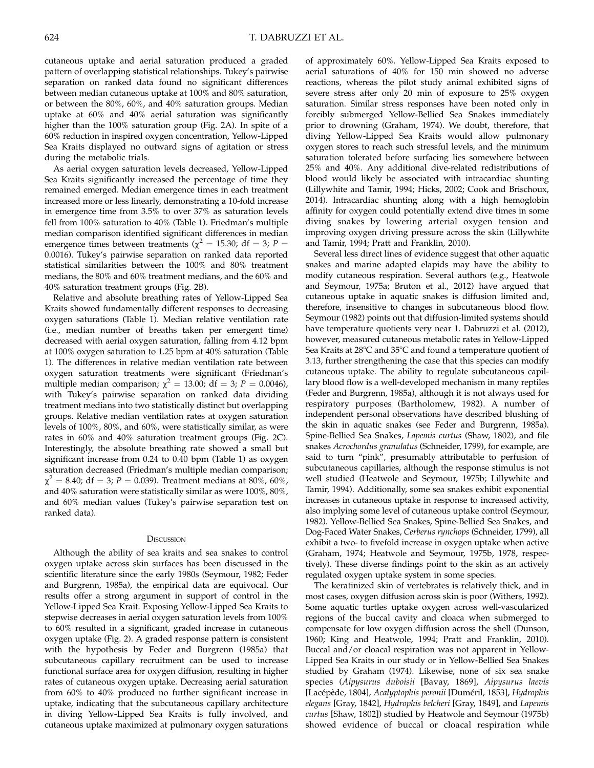cutaneous uptake and aerial saturation produced a graded pattern of overlapping statistical relationships. Tukey's pairwise separation on ranked data found no significant differences between median cutaneous uptake at 100% and 80% saturation, or between the 80%, 60%, and 40% saturation groups. Median uptake at 60% and 40% aerial saturation was significantly higher than the 100% saturation group (Fig. 2A). In spite of a 60% reduction in inspired oxygen concentration, Yellow-Lipped Sea Kraits displayed no outward signs of agitation or stress during the metabolic trials.

As aerial oxygen saturation levels decreased, Yellow-Lipped Sea Kraits significantly increased the percentage of time they remained emerged. Median emergence times in each treatment increased more or less linearly, demonstrating a 10-fold increase in emergence time from 3.5% to over 37% as saturation levels fell from 100% saturation to 40% (Table 1). Friedman's multiple median comparison identified significant differences in median emergence times between treatments ($\chi^2 = 15.30$; df = 3; $P = 0.0016$). Tukey's pairwise separation on ranked data reported statistical similarities between the 100% and 80% treatment medians, the 80% and 60% treatment medians, and the 60% and 40% saturation treatment groups (Fig. 2B).

Relative and absolute breathing rates of Yellow-Lipped Sea Kraits showed fundamentally different responses to decreasing oxygen saturations (Table 1). Median relative ventilation rate (i.e., median number of breaths taken per emergent time) decreased with aerial oxygen saturation, falling from 4.12 bpm at 100% oxygen saturation to 1.25 bpm at 40% saturation (Table 1). The differences in relative median ventilation rate between oxygen saturation treatments were significant (Friedman's multiple median comparison; $\chi^2 = 13.00$; df = 3; $P = 0.0046$), with Tukey's pairwise separation on ranked data dividing treatment medians into two statistically distinct but overlapping groups. Relative median ventilation rates at oxygen saturation levels of 100%, 80%, and 60%, were statistically similar, as were rates in 60% and 40% saturation treatment groups (Fig. 2C). Interestingly, the absolute breathing rate showed a small but significant increase from 0.24 to 0.40 bpm (Table 1) as oxygen saturation decreased (Friedman's multiple median comparison; $\chi^2 = 8.40$; df = 3; $P = 0.039$). Treatment medians at 80%, 60%, and 40% saturation were statistically similar as were 100%, 80%, and 60% median values (Tukey's pairwise separation test on ranked data).

## Discussion

Although the ability of sea kraits and sea snakes to control oxygen uptake across skin surfaces has been discussed in the scientific literature since the early 1980s (Seymour, 1982; Feder and Burgrenn, 1985a), the empirical data are equivocal. Our results offer a strong argument in support of control in the Yellow-Lipped Sea Krait. Exposing Yellow-Lipped Sea Kraits to stepwise decreases in aerial oxygen saturation levels from 100% to 60% resulted in a significant, graded increase in cutaneous oxygen uptake (Fig. 2). A graded response pattern is consistent with the hypothesis by Feder and Burgrenn (1985a) that subcutaneous capillary recruitment can be used to increase functional surface area for oxygen diffusion, resulting in higher rates of cutaneous oxygen uptake. Decreasing aerial saturation from 60% to 40% produced no further significant increase in uptake, indicating that the subcutaneous capillary architecture in diving Yellow-Lipped Sea Kraits is fully involved, and cutaneous uptake maximized at pulmonary oxygen saturations of approximately 60%. Yellow-Lipped Sea Kraits exposed to aerial saturations of 40% for 150 min showed no adverse reactions, whereas the pilot study animal exhibited signs of severe stress after only 20 min of exposure to 25% oxygen saturation. Similar stress responses have been noted only in forcibly submerged Yellow-Bellied Sea Snakes immediately prior to drowning (Graham, 1974). We doubt, therefore, that diving Yellow-Lipped Sea Kraits would allow pulmonary oxygen stores to reach such stressful levels, and the minimum saturation tolerated before surfacing lies somewhere between 25% and 40%. Any additional dive-related redistributions of blood would likely be associated with intracardiac shunting (Lillywhite and Tamir, 1994; Hicks, 2002; Cook and Brischoux, 2014). Intracardiac shunting along with a high hemoglobin affinity for oxygen could potentially extend dive times in some diving snakes by lowering arterial oxygen tension and improving oxygen driving pressure across the skin (Lillywhite and Tamir, 1994; Pratt and Franklin, 2010).

Several less direct lines of evidence suggest that other aquatic snakes and marine adapted elapids may have the ability to modify cutaneous respiration. Several authors (e.g., Heatwole and Seymour, 1975a; Bruton et al., 2012) have argued that cutaneous uptake in aquatic snakes is diffusion limited and, therefore, insensitive to changes in subcutaneous blood flow. Seymour (1982) points out that diffusion-limited systems should have temperature quotients very near 1. Dabruzzi et al. (2012), however, measured cutaneous metabolic rates in Yellow-Lipped Sea Kraits at 28°C and 35°C and found a temperature quotient of 3.13, further strengthening the case that this species can modify cutaneous uptake. The ability to regulate subcutaneous capillary blood flow is a well-developed mechanism in many reptiles (Feder and Burgrenn, 1985a), although it is not always used for respiratory purposes (Bartholomew, 1982). A number of independent personal observations have described blushing of the skin in aquatic snakes (see Feder and Burgrenn, 1985a). Spine-Bellied Sea Snakes, *Lapemis curtus* (Shaw, 1802), and file snakes *Acrochordus granulatus* (Schneider, 1799), for example, are said to turn "pink", presumably attributable to perfusion of subcutaneous capillaries, although the response stimulus is not well studied (Heatwole and Seymour, 1975b; Lillywhite and Tamir, 1994). Additionally, some sea snakes exhibit exponential increases in cutaneous uptake in response to increased activity, also implying some level of cutaneous uptake control (Seymour, 1982). Yellow-Bellied Sea Snakes, Spine-Bellied Sea Snakes, and Dog-Faced Water Snakes, *Cerberus rynchops* (Schneider, 1799), all exhibit a two- to fivefold increase in oxygen uptake when active (Graham, 1974; Heatwole and Seymour, 1975b, 1978, respectively). These diverse findings point to the skin as an actively regulated oxygen uptake system in some species.

The keratinized skin of vertebrates is relatively thick, and in most cases, oxygen diffusion across skin is poor (Withers, 1992). Some aquatic turtles uptake oxygen across well-vascularized regions of the buccal cavity and cloaca when submerged to compensate for low oxygen diffusion across the shell (Dunson, 1960; King and Heatwole, 1994; Pratt and Franklin, 2010). Buccal and/or cloacal respiration was not apparent in Yellow-Lipped Sea Kraits in our study or in Yellow-Bellied Sea Snakes studied by Graham (1974). Likewise, none of six sea snake species (*Aipysurus duboisii* [Bavay, 1869], *Aipysurus laevis* [Lacépède, 1804], *Acalyptophis peronii* [Duméril, 1853], *Hydrophis elegans* [Gray, 1842], *Hydrophis belcheri* [Gray, 1849], and *Lapemis curtus* [Shaw, 1802]) studied by Heatwole and Seymour (1975b) showed evidence of buccal or cloacal respiration while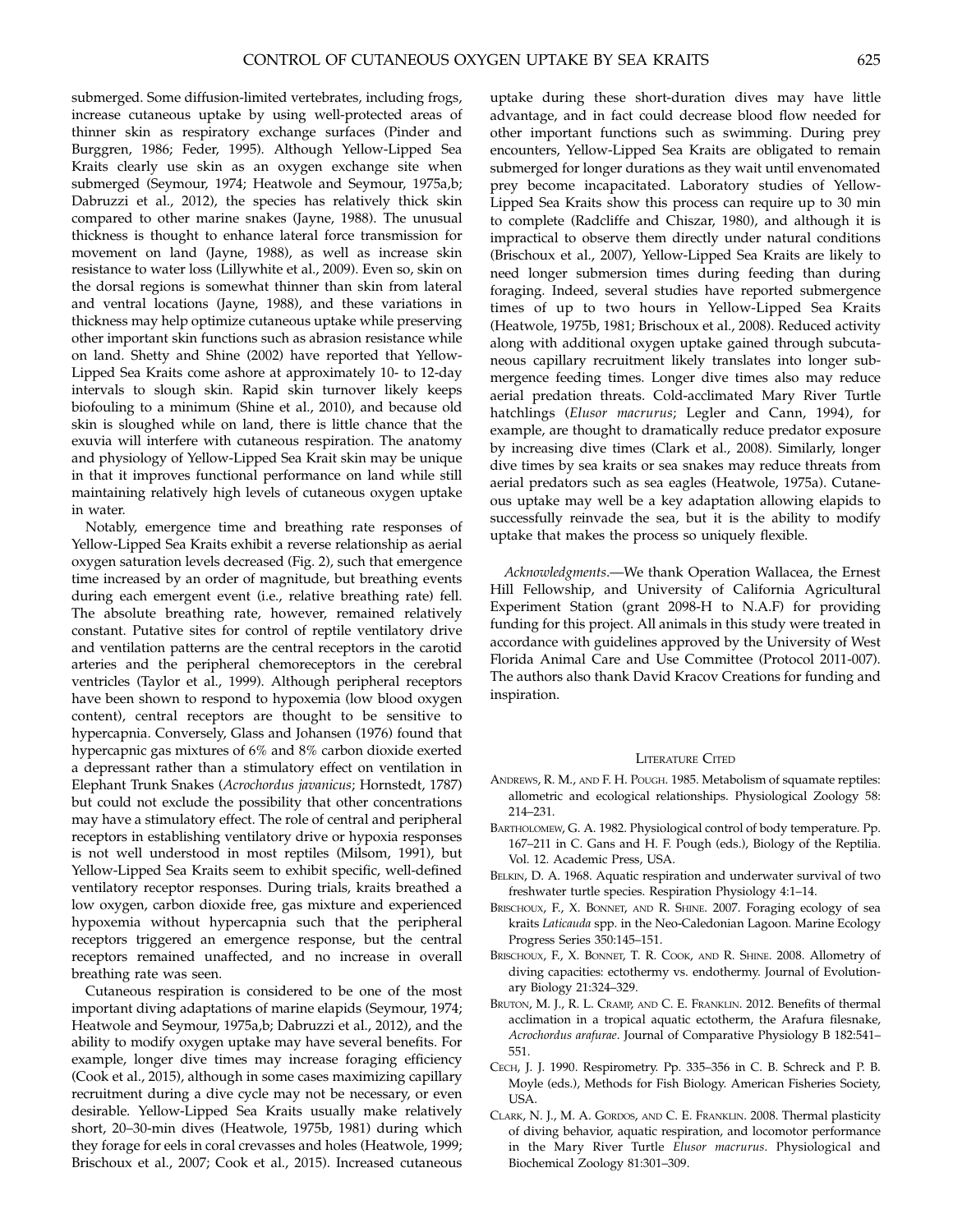submerged. Some diffusion-limited vertebrates, including frogs, increase cutaneous uptake by using well-protected areas of thinner skin as respiratory exchange surfaces (Pinder and Burggren, 1986; Feder, 1995). Although Yellow-Lipped Sea Kraits clearly use skin as an oxygen exchange site when submerged (Seymour, 1974; Heatwole and Seymour, 1975a,b; Dabruzzi et al., 2012), the species has relatively thick skin compared to other marine snakes (Jayne, 1988). The unusual thickness is thought to enhance lateral force transmission for movement on land (Jayne, 1988), as well as increase skin resistance to water loss (Lillywhite et al., 2009). Even so, skin on the dorsal regions is somewhat thinner than skin from lateral and ventral locations (Jayne, 1988), and these variations in thickness may help optimize cutaneous uptake while preserving other important skin functions such as abrasion resistance while on land. Shetty and Shine (2002) have reported that Yellow-Lipped Sea Kraits come ashore at approximately 10- to 12-day intervals to slough skin. Rapid skin turnover likely keeps biofouling to a minimum (Shine et al., 2010), and because old skin is sloughed while on land, there is little chance that the exuvia will interfere with cutaneous respiration. The anatomy and physiology of Yellow-Lipped Sea Krait skin may be unique in that it improves functional performance on land while still maintaining relatively high levels of cutaneous oxygen uptake in water.

Notably, emergence time and breathing rate responses of Yellow-Lipped Sea Kraits exhibit a reverse relationship as aerial oxygen saturation levels decreased (Fig. 2), such that emergence time increased by an order of magnitude, but breathing events during each emergent event (i.e., relative breathing rate) fell. The absolute breathing rate, however, remained relatively constant. Putative sites for control of reptile ventilatory drive and ventilation patterns are the central receptors in the carotid arteries and the peripheral chemoreceptors in the cerebral ventricles (Taylor et al., 1999). Although peripheral receptors have been shown to respond to hypoxemia (low blood oxygen content), central receptors are thought to be sensitive to hypercapnia. Conversely, Glass and Johansen (1976) found that hypercapnic gas mixtures of 6% and 8% carbon dioxide exerted a depressant rather than a stimulatory effect on ventilation in Elephant Trunk Snakes (*Acrochordus javanicus*; Hornstedt, 1787) but could not exclude the possibility that other concentrations may have a stimulatory effect. The role of central and peripheral receptors in establishing ventilatory drive or hypoxia responses is not well understood in most reptiles (Milsom, 1991), but Yellow-Lipped Sea Kraits seem to exhibit specific, well-defined ventilatory receptor responses. During trials, kraits breathed a low oxygen, carbon dioxide free, gas mixture and experienced hypoxemia without hypercapnia such that the peripheral receptors triggered an emergence response, but the central receptors remained unaffected, and no increase in overall breathing rate was seen.

Cutaneous respiration is considered to be one of the most important diving adaptations of marine elapids (Seymour, 1974; Heatwole and Seymour, 1975a,b; Dabruzzi et al., 2012), and the ability to modify oxygen uptake may have several benefits. For example, longer dive times may increase foraging efficiency (Cook et al., 2015), although in some cases maximizing capillary recruitment during a dive cycle may not be necessary, or even desirable. Yellow-Lipped Sea Kraits usually make relatively short, 20–30-min dives (Heatwole, 1975b, 1981) during which they forage for eels in coral crevasses and holes (Heatwole, 1999; Brischoux et al., 2007; Cook et al., 2015). Increased cutaneous uptake during these short-duration dives may have little advantage, and in fact could decrease blood flow needed for other important functions such as swimming. During prey encounters, Yellow-Lipped Sea Kraits are obligated to remain submerged for longer durations as they wait until envenomated prey become incapacitated. Laboratory studies of Yellow-Lipped Sea Kraits show this process can require up to 30 min to complete (Radcliffe and Chiszar, 1980), and although it is impractical to observe them directly under natural conditions (Brischoux et al., 2007), Yellow-Lipped Sea Kraits are likely to need longer submersion times during feeding than during foraging. Indeed, several studies have reported submergence times of up to two hours in Yellow-Lipped Sea Kraits (Heatwole, 1975b, 1981; Brischoux et al., 2008). Reduced activity along with additional oxygen uptake gained through subcutaneous capillary recruitment likely translates into longer submergence feeding times. Longer dive times also may reduce aerial predation threats. Cold-acclimated Mary River Turtle hatchlings (*Elusor macrurus*; Legler and Cann, 1994), for example, are thought to dramatically reduce predator exposure by increasing dive times (Clark et al., 2008). Similarly, longer dive times by sea kraits or sea snakes may reduce threats from aerial predators such as sea eagles (Heatwole, 1975a). Cutaneous uptake may well be a key adaptation allowing elapids to successfully reinvade the sea, but it is the ability to modify uptake that makes the process so uniquely flexible.

*Acknowledgments*.—We thank Operation Wallacea, the Ernest Hill Fellowship, and University of California Agricultural Experiment Station (grant 2098-H to N.A.F) for providing funding for this project. All animals in this study were treated in accordance with guidelines approved by the University of West Florida Animal Care and Use Committee (Protocol 2011-007). The authors also thank David Kracov Creations for funding and inspiration.

## Literature Cited

Andrews, R. M., and F. H. Pough. 1985. Metabolism of squamate reptiles: allometric and ecological relationships. Physiological Zoology 58: 214–231.

Bartholomew, G. A. 1982. Physiological control of body temperature. Pp. 167–211 in C. Gans and H. F. Pough (eds.), Biology of the Reptilia. Vol. 12. Academic Press, USA.

Belkin, D. A. 1968. Aquatic respiration and underwater survival of two freshwater turtle species. Respiration Physiology 4:1–14.

Brischoux, F., X. Bonnet, and R. Shine. 2007. Foraging ecology of sea kraits *Laticauda* spp. in the Neo-Caledonian Lagoon. Marine Ecology Progress Series 350:145–151.

Brischoux, F., X. Bonnet, T. R. Cook, and R. Shine. 2008. Allometry of diving capacities: ectothermy vs. endothermy. Journal of Evolutionary Biology 21:324–329.

Bruton, M. J., R. L. Cramp, and C. E. Franklin. 2012. Benefits of thermal acclimation in a tropical aquatic ectotherm, the Arafura filesnake, *Acrochordus arafurae*. Journal of Comparative Physiology B 182:541–551.

Cech, J. J. 1990. Respirometry. Pp. 335–356 in C. B. Schreck and P. B. Moyle (eds.), Methods for Fish Biology. American Fisheries Society, USA.

Clark, N. J., M. A. Gordos, and C. E. Franklin. 2008. Thermal plasticity of diving behavior, aquatic respiration, and locomotor performance in the Mary River Turtle *Elusor macrurus*. Physiological and Biochemical Zoology 81:301–309.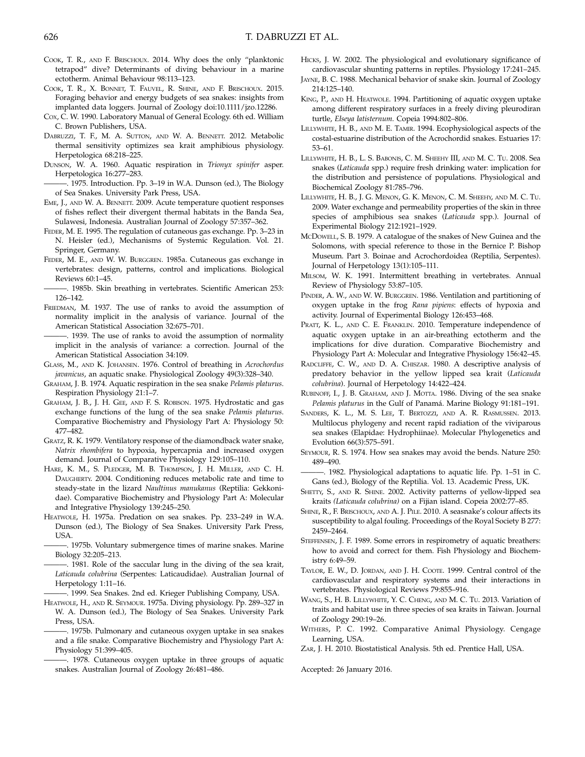Cook, T. R., and F. Brischoux. 2014. Why does the only "planktonic tetrapod" dive? Determinants of diving behaviour in a marine ectotherm. Animal Behaviour 98:113–123.

Cook, T. R., X. Bonnet, T. Fauvel, R. Shine, and F. Brischoux. 2015. Foraging behavior and energy budgets of sea snakes: insights from implanted data loggers. Journal of Zoology doi:10.1111/jzo.12286.

Cox, C. W. 1990. Laboratory Manual of General Ecology. 6th ed. William C. Brown Publishers, USA.

Dabruzzi, T. F., M. A. Sutton, and W. A. Bennett. 2012. Metabolic thermal sensitivity optimizes sea krait amphibious physiology. Herpetologica 68:218–225.

Dunson, W. A. 1960. Aquatic respiration in *Trionyx spinifer* asper. Herpetologica 16:277–283.

———. 1975. Introduction. Pp. 3–19 in W.A. Dunson (ed.), The Biology of Sea Snakes. University Park Press, USA.

Eme, J., and W. A. Bennett. 2009. Acute temperature quotient responses of fishes reflect their divergent thermal habitats in the Banda Sea, Sulawesi, Indonesia. Australian Journal of Zoology 57:357–362.

Feder, M. E. 1995. The regulation of cutaneous gas exchange. Pp. 3–23 in N. Heisler (ed.), Mechanisms of Systemic Regulation. Vol. 21. Springer, Germany.

Feder, M. E., and W. W. Burggren. 1985a. Cutaneous gas exchange in vertebrates: design, patterns, control and implications. Biological Reviews 60:1–45.

———. 1985b. Skin breathing in vertebrates. Scientific American 253: 126–142.

Friedman, M. 1937. The use of ranks to avoid the assumption of normality implicit in the analysis of variance. Journal of the American Statistical Association 32:675–701.

———. 1939. The use of ranks to avoid the assumption of normality implicit in the analysis of variance: a correction. Journal of the American Statistical Association 34:109.

Glass, M., and K. Johansen. 1976. Control of breathing in *Acrochordus javanicus*, an aquatic snake. Physiological Zoology 49(3):328–340.

Graham, J. B. 1974. Aquatic respiration in the sea snake *Pelamis platurus*. Respiration Physiology 21:1–7.

Graham, J. B., J. H. Gee, and F. S. Robison. 1975. Hydrostatic and gas exchange functions of the lung of the sea snake *Pelamis platurus*. Comparative Biochemistry and Physiology Part A: Physiology 50: 477–482.

Gratz, R. K. 1979. Ventilatory response of the diamondback water snake, *Natrix rhombifera* to hypoxia, hypercapnia and increased oxygen demand. Journal of Comparative Physiology 129:105–110.

Hare, K. M., S. Pledger, M. B. Thompson, J. H. Miller, and C. H. Daugherty. 2004. Conditioning reduces metabolic rate and time to steady-state in the lizard *Naultinus manukanus* (Reptilia: Gekkonidae). Comparative Biochemistry and Physiology Part A: Molecular and Integrative Physiology 139:245–250.

Heatwole, H. 1975a. Predation on sea snakes. Pp. 233–249 in W.A. Dunson (ed.), The Biology of Sea Snakes. University Park Press, USA.

———. 1975b. Voluntary submergence times of marine snakes. Marine Biology 32:205–213.

———. 1981. Role of the saccular lung in the diving of the sea krait, *Laticauda colubrina* (Serpentes: Laticaudidae). Australian Journal of Herpetology 1:11–16.

———. 1999. Sea Snakes. 2nd ed. Krieger Publishing Company, USA.

Heatwole, H., and R. Seymour. 1975a. Diving physiology. Pp. 289–327 in W. A. Dunson (ed.), The Biology of Sea Snakes. University Park Press, USA.

———. 1975b. Pulmonary and cutaneous oxygen uptake in sea snakes and a file snake. Comparative Biochemistry and Physiology Part A: Physiology 51:399–405.

———. 1978. Cutaneous oxygen uptake in three groups of aquatic snakes. Australian Journal of Zoology 26:481–486.

Hicks, J. W. 2002. The physiological and evolutionary significance of cardiovascular shunting patterns in reptiles. Physiology 17:241–245.

Jayne, B. C. 1988. Mechanical behavior of snake skin. Journal of Zoology 214:125–140.

King, P., and H. Heatwole. 1994. Partitioning of aquatic oxygen uptake among different respiratory surfaces in a freely diving pleurodiran turtle, *Elseya latisternum*. Copeia 1994:802–806.

Lillywhite, H. B., and M. E. Tamir. 1994. Ecophysiological aspects of the costal-estuarine distribution of the Acrochordid snakes. Estuaries 17: 53–61.

Lillywhite, H. B., L. S. Babonis, C. M. Sheehy III, and M. C. Tu. 2008. Sea snakes (*Laticauda* spp.) require fresh drinking water: implication for the distribution and persistence of populations. Physiological and Biochemical Zoology 81:785–796.

Lillywhite, H. B., J. G. Menon, G. K. Menon, C. M. Sheehy, and M. C. Tu. 2009. Water exchange and permeability properties of the skin in three species of amphibious sea snakes (*Laticauda* spp.). Journal of Experimental Biology 212:1921–1929.

McDowell, S. B. 1979. A catalogue of the snakes of New Guinea and the Solomons, with special reference to those in the Bernice P. Bishop Museum. Part 3. Boinae and Acrochordoidea (Reptilia, Serpentes). Journal of Herpetology 13(1):105–111.

Milsom, W. K. 1991. Intermittent breathing in vertebrates. Annual Review of Physiology 53:87–105.

Pinder, A. W., and W. W. Burggren. 1986. Ventilation and partitioning of oxygen uptake in the frog *Rana pipiens*: effects of hypoxia and activity. Journal of Experimental Biology 126:453–468.

Pratt, K. L., and C. E. Franklin. 2010. Temperature independence of aquatic oxygen uptake in an air-breathing ectotherm and the implications for dive duration. Comparative Biochemistry and Physiology Part A: Molecular and Integrative Physiology 156:42–45.

Radcliffe, C. W., and D. A. Chiszar. 1980. A descriptive analysis of predatory behavior in the yellow lipped sea krait (*Laticauda colubrina*). Journal of Herpetology 14:422–424.

Rubinoff, I., J. B. Graham, and J. Motta. 1986. Diving of the sea snake *Pelamis platurus* in the Gulf of Panamá. Marine Biology 91:181–191.

Sanders, K. L., M. S. Lee, T. Bertozzi, and A. R. Rasmussen. 2013. Multilocus phylogeny and recent rapid radiation of the viviparous sea snakes (Elapidae: Hydrophiinae). Molecular Phylogenetics and Evolution 66(3):575–591.

Seymour, R. S. 1974. How sea snakes may avoid the bends. Nature 250: 489–490.

———. 1982. Physiological adaptations to aquatic life. Pp. 1–51 in C. Gans (ed.), Biology of the Reptilia. Vol. 13. Academic Press, UK.

Shetty, S., and R. Shine. 2002. Activity patterns of yellow-lipped sea kraits *(Laticauda colubrina)* on a Fijian island. Copeia 2002:77–85.

Shine, R., F. Brischoux, and A. J. Pile. 2010. A seasnake's colour affects its susceptibility to algal fouling. Proceedings of the Royal Society B 277: 2459–2464.

Steffensen, J. F. 1989. Some errors in respirometry of aquatic breathers: how to avoid and correct for them. Fish Physiology and Biochemistry 6:49–59.

Taylor, E. W., D. Jordan, and J. H. Coote. 1999. Central control of the cardiovascular and respiratory systems and their interactions in vertebrates. Physiological Reviews 79:855–916.

Wang, S., H. B. Lillywhite, Y. C. Cheng, and M. C. Tu. 2013. Variation of traits and habitat use in three species of sea kraits in Taiwan. Journal of Zoology 290:19–26.

Withers, P. C. 1992. Comparative Animal Physiology. Cengage Learning, USA.

Zar, J. H. 2010. Biostatistical Analysis. 5th ed. Prentice Hall, USA.

Accepted: 26 January 2016.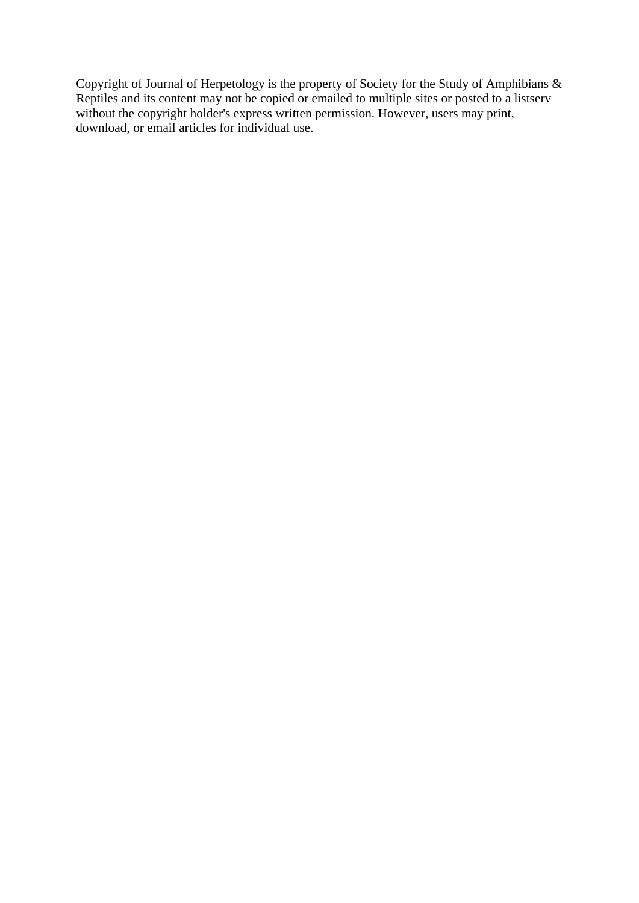Copyright of Journal of Herpetology is the property of Society for the Study of Amphibians & Reptiles and its content may not be copied or emailed to multiple sites or posted to a listserv without the copyright holder's express written permission. However, users may print, download, or email articles for individual use.